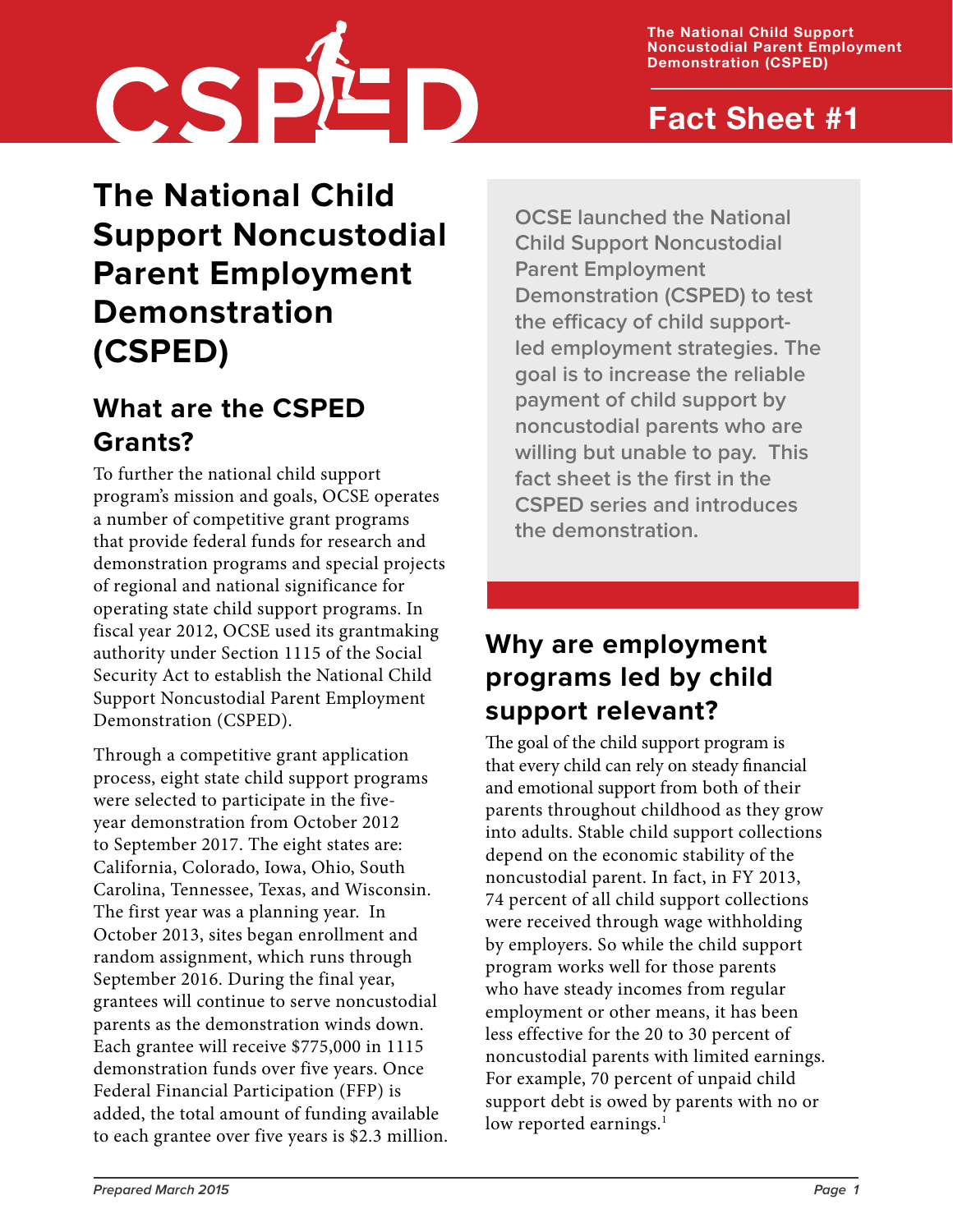# The National Child Support Noncustodial Parent Employment Demonstration (CSPED)

Fact Sheet #1

## What are the CSPED Grants?

To further the national child support program's mission and goals, OCSE operates a number of competitive grant programs that provide federal funds for research and demonstration programs and special projects of regional and national significance for operating state child support programs. In fiscal year 2012, OCSE used its grantmaking authority under Section 1115 of the Social Security Act to establish the National Child Support Noncustodial Parent Employment Demonstration (CSPED).

Through a competitive grant application process, eight state child support programs were selected to participate in the five-year demonstration from October 2012 to September 2017. The eight states are: California, Colorado, Iowa, Ohio, South Carolina, Tennessee, Texas, and Wisconsin. The first year was a planning year. In October 2013, sites began enrollment and random assignment, which runs through September 2016. During the final year, grantees will continue to serve noncustodial parents as the demonstration winds down. Each grantee will receive $775,000 in 1115 demonstration funds over five years. Once Federal Financial Participation (FFP) is added, the total amount of funding available to each grantee over five years is $2.3 million.

**OCSE launched the National Child Support Noncustodial Parent Employment Demonstration (CSPED) to test the efficacy of child support-led employment strategies. The goal is to increase the reliable payment of child support by noncustodial parents who are willing but unable to pay. This fact sheet is the first in the CSPED series and introduces the demonstration.**

## Why are employment programs led by child support relevant?

The goal of the child support program is that every child can rely on steady financial and emotional support from both of their parents throughout childhood as they grow into adults. Stable child support collections depend on the economic stability of the noncustodial parent. In fact, in FY 2013, 74 percent of all child support collections were received through wage withholding by employers. So while the child support program works well for those parents who have steady incomes from regular employment or other means, it has been less effective for the 20 to 30 percent of noncustodial parents with limited earnings. For example, 70 percent of unpaid child support debt is owed by parents with no or low reported earnings.[1]

*Prepared March 2015*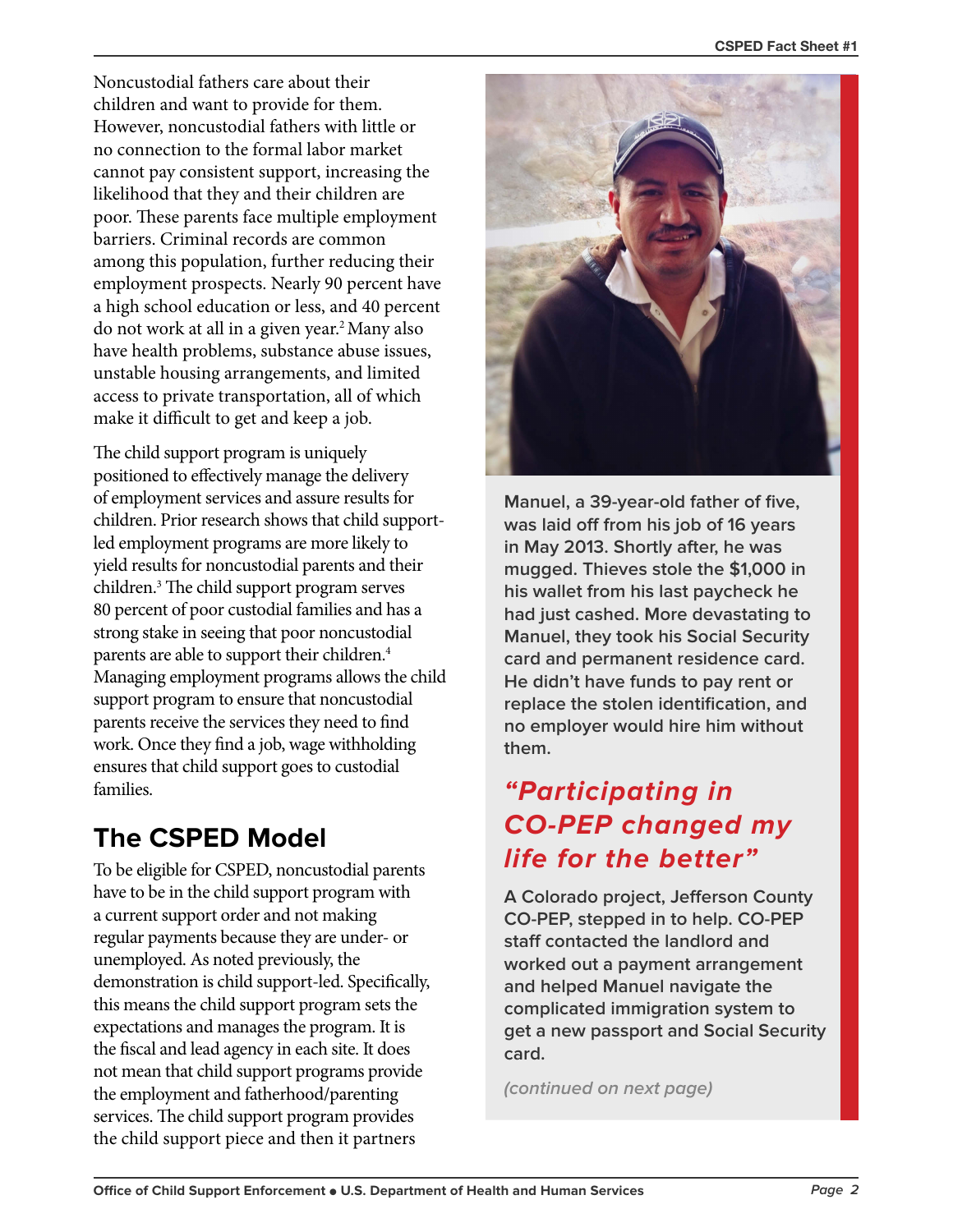Noncustodial fathers care about their children and want to provide for them. However, noncustodial fathers with little or no connection to the formal labor market cannot pay consistent support, increasing the likelihood that they and their children are poor. These parents face multiple employment barriers. Criminal records are common among this population, further reducing their employment prospects. Nearly 90 percent have a high school education or less, and 40 percent do not work at all in a given year.[2] Many also have health problems, substance abuse issues, unstable housing arrangements, and limited access to private transportation, all of which make it difficult to get and keep a job.

The child support program is uniquely positioned to effectively manage the delivery of employment services and assure results for children. Prior research shows that child support-led employment programs are more likely to yield results for noncustodial parents and their children.[3] The child support program serves 80 percent of poor custodial families and has a strong stake in seeing that poor noncustodial parents are able to support their children.[4] Managing employment programs allows the child support program to ensure that noncustodial parents receive the services they need to find work. Once they find a job, wage withholding ensures that child support goes to custodial families.

## The CSPED Model

To be eligible for CSPED, noncustodial parents have to be in the child support program with a current support order and not making regular payments because they are under- or unemployed. As noted previously, the demonstration is child support-led. Specifically, this means the child support program sets the expectations and manages the program. It is the fiscal and lead agency in each site. It does not mean that child support programs provide the employment and fatherhood/parenting services. The child support program provides the child support piece and then it partners

**Manuel, a 39-year-old father of five, was laid off from his job of 16 years in May 2013. Shortly after, he was mugged. Thieves stole the $1,000 in his wallet from his last paycheck he had just cashed. More devastating to Manuel, they took his Social Security card and permanent residence card. He didn't have funds to pay rent or replace the stolen identification, and no employer would hire him without them.**

***"Participating in CO-PEP changed my life for the better"***

**A Colorado project, Jefferson County CO-PEP, stepped in to help. CO-PEP staff contacted the landlord and worked out a payment arrangement and helped Manuel navigate the complicated immigration system to get a new passport and Social Security card.**

*(continued on next page)*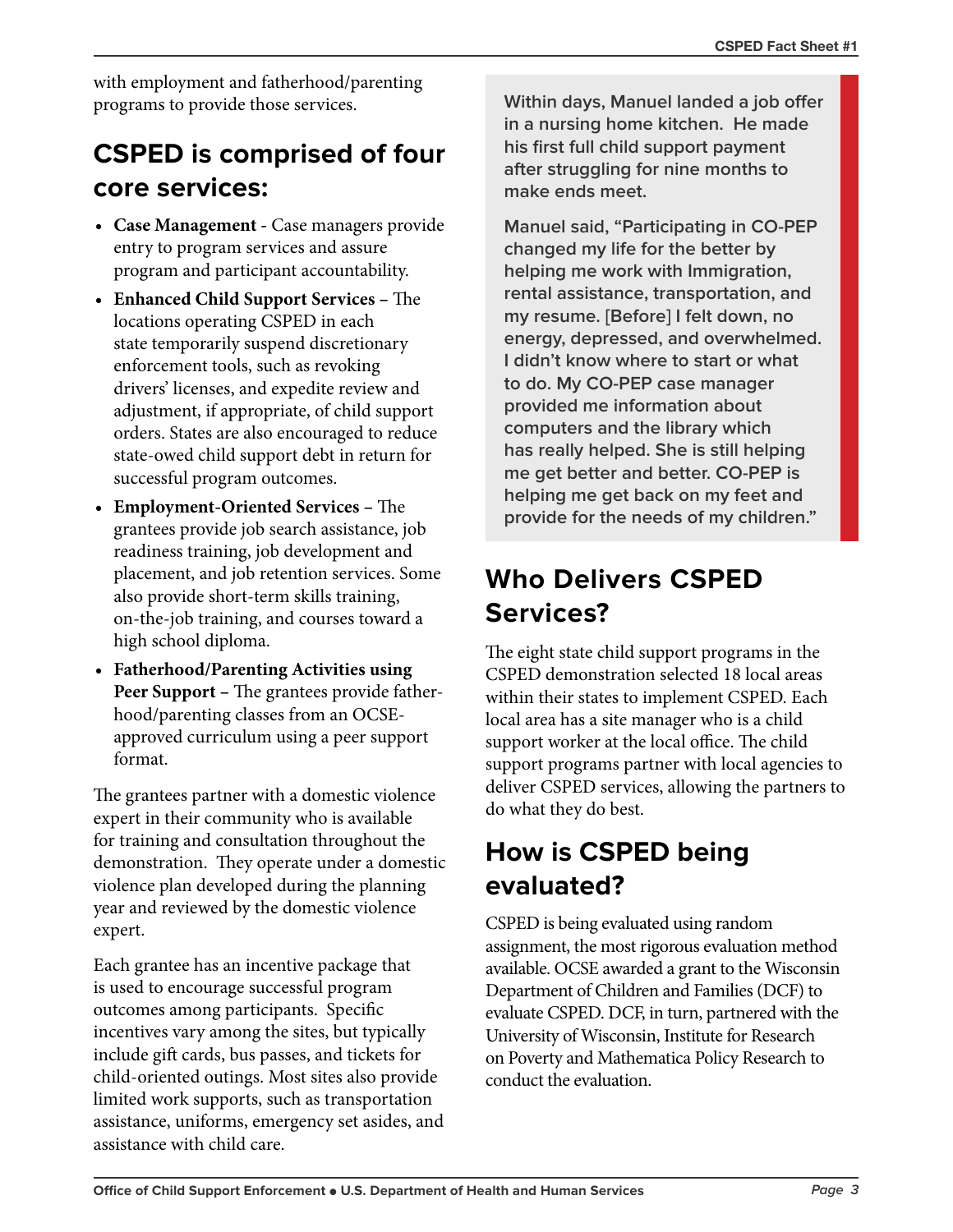with employment and fatherhood/parenting programs to provide those services.

## CSPED is comprised of four core services:

- **Case Management** - Case managers provide entry to program services and assure program and participant accountability.
- **Enhanced Child Support Services** – The locations operating CSPED in each state temporarily suspend discretionary enforcement tools, such as revoking drivers' licenses, and expedite review and adjustment, if appropriate, of child support orders. States are also encouraged to reduce state-owed child support debt in return for successful program outcomes.
- **Employment-Oriented Services** – The grantees provide job search assistance, job readiness training, job development and placement, and job retention services. Some also provide short-term skills training, on-the-job training, and courses toward a high school diploma.
- **Fatherhood/Parenting Activities using Peer Support** – The grantees provide fatherhood/parenting classes from an OCSE-approved curriculum using a peer support format.

The grantees partner with a domestic violence expert in their community who is available for training and consultation throughout the demonstration. They operate under a domestic violence plan developed during the planning year and reviewed by the domestic violence expert.

Each grantee has an incentive package that is used to encourage successful program outcomes among participants. Specific incentives vary among the sites, but typically include gift cards, bus passes, and tickets for child-oriented outings. Most sites also provide limited work supports, such as transportation assistance, uniforms, emergency set asides, and assistance with child care.

> **Within days, Manuel landed a job offer in a nursing home kitchen. He made his first full child support payment after struggling for nine months to make ends meet.**
>
> **Manuel said, "Participating in CO-PEP changed my life for the better by helping me work with Immigration, rental assistance, transportation, and my resume. [Before] I felt down, no energy, depressed, and overwhelmed. I didn't know where to start or what to do. My CO-PEP case manager provided me information about computers and the library which has really helped. She is still helping me get better and better. CO-PEP is helping me get back on my feet and provide for the needs of my children."**

## Who Delivers CSPED Services?

The eight state child support programs in the CSPED demonstration selected 18 local areas within their states to implement CSPED. Each local area has a site manager who is a child support worker at the local office. The child support programs partner with local agencies to deliver CSPED services, allowing the partners to do what they do best.

## How is CSPED being evaluated?

CSPED is being evaluated using random assignment, the most rigorous evaluation method available. OCSE awarded a grant to the Wisconsin Department of Children and Families (DCF) to evaluate CSPED. DCF, in turn, partnered with the University of Wisconsin, Institute for Research on Poverty and Mathematica Policy Research to conduct the evaluation.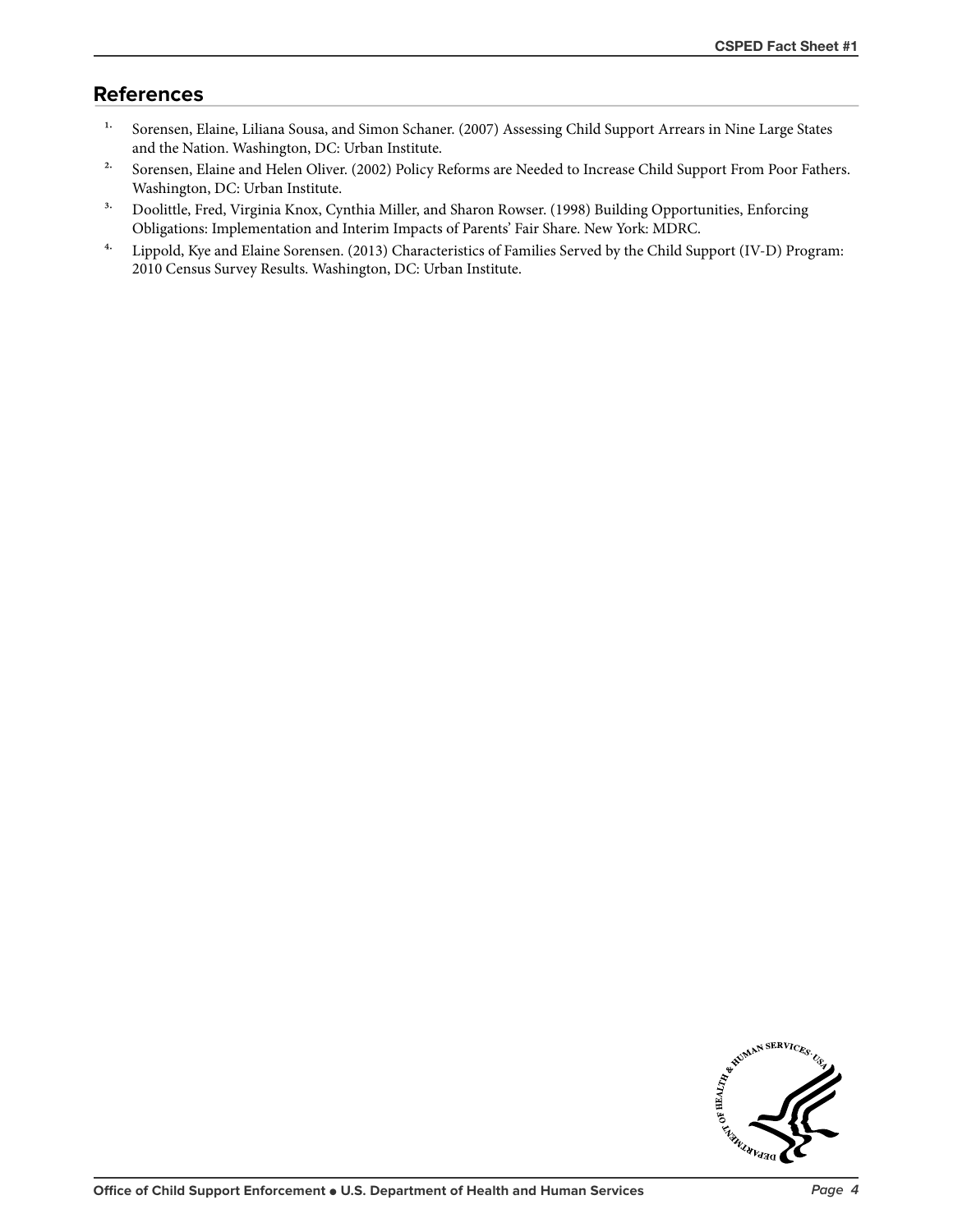## References

1. Sorensen, Elaine, Liliana Sousa, and Simon Schaner. (2007) Assessing Child Support Arrears in Nine Large States and the Nation. Washington, DC: Urban Institute.
2. Sorensen, Elaine and Helen Oliver. (2002) Policy Reforms are Needed to Increase Child Support From Poor Fathers. Washington, DC: Urban Institute.
3. Doolittle, Fred, Virginia Knox, Cynthia Miller, and Sharon Rowser. (1998) Building Opportunities, Enforcing Obligations: Implementation and Interim Impacts of Parents' Fair Share. New York: MDRC.
4. Lippold, Kye and Elaine Sorensen. (2013) Characteristics of Families Served by the Child Support (IV-D) Program: 2010 Census Survey Results. Washington, DC: Urban Institute.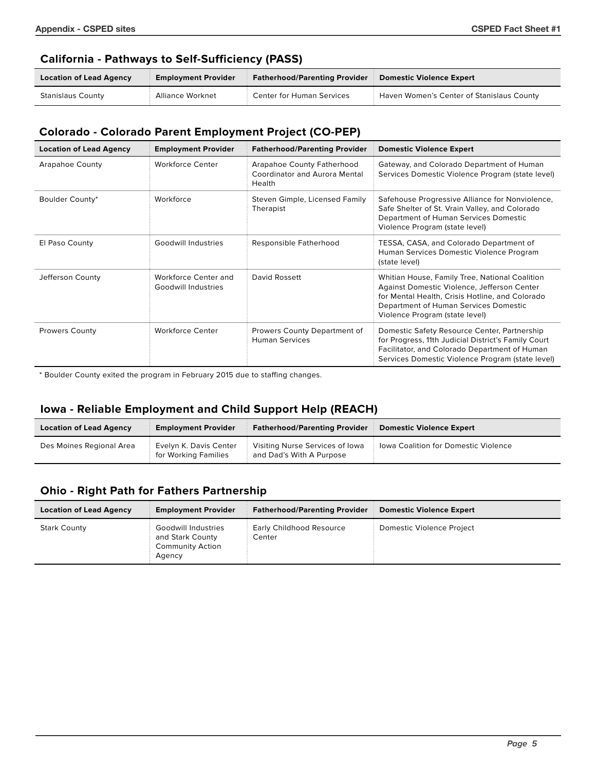## California - Pathways to Self-Sufficiency (PASS)

| Location of Lead Agency | Employment Provider | Fatherhood/Parenting Provider | Domestic Violence Expert |
|---|---|---|---|
| Stanislaus County | Alliance Worknet | Center for Human Services | Haven Women's Center of Stanislaus County |

## Colorado - Colorado Parent Employment Project (CO-PEP)

| Location of Lead Agency | Employment Provider | Fatherhood/Parenting Provider | Domestic Violence Expert |
|---|---|---|---|
| Arapahoe County | Workforce Center | Arapahoe County Fatherhood Coordinator and Aurora Mental Health | Gateway, and Colorado Department of Human Services Domestic Violence Program (state level) |
| Boulder County* | Workforce | Steven Gimple, Licensed Family Therapist | Safehouse Progressive Alliance for Nonviolence, Safe Shelter of St. Vrain Valley, and Colorado Department of Human Services Domestic Violence Program (state level) |
| El Paso County | Goodwill Industries | Responsible Fatherhood | TESSA, CASA, and Colorado Department of Human Services Domestic Violence Program (state level) |
| Jefferson County | Workforce Center and Goodwill Industries | David Rossett | Whitian House, Family Tree, National Coalition Against Domestic Violence, Jefferson Center for Mental Health, Crisis Hotline, and Colorado Department of Human Services Domestic Violence Program (state level) |
| Prowers County | Workforce Center | Prowers County Department of Human Services | Domestic Safety Resource Center, Partnership for Progress, 11th Judicial District's Family Court Facilitator, and Colorado Department of Human Services Domestic Violence Program (state level) |

* Boulder County exited the program in February 2015 due to staffing changes.

## Iowa - Reliable Employment and Child Support Help (REACH)

| Location of Lead Agency | Employment Provider | Fatherhood/Parenting Provider | Domestic Violence Expert |
|---|---|---|---|
| Des Moines Regional Area | Evelyn K. Davis Center for Working Families | Visiting Nurse Services of Iowa and Dad's With A Purpose | Iowa Coalition for Domestic Violence |

## Ohio - Right Path for Fathers Partnership

| Location of Lead Agency | Employment Provider | Fatherhood/Parenting Provider | Domestic Violence Expert |
|---|---|---|---|
| Stark County | Goodwill Industries and Stark County Community Action Agency | Early Childhood Resource Center | Domestic Violence Project |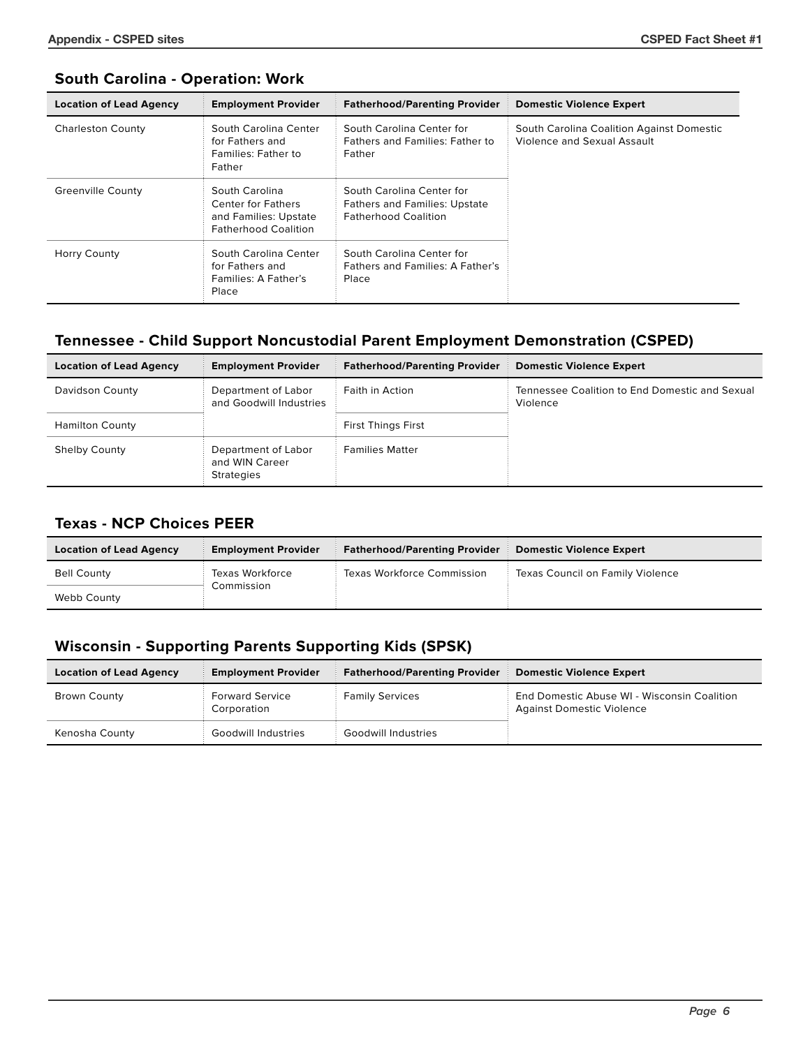## South Carolina - Operation: Work

| Location of Lead Agency | Employment Provider | Fatherhood/Parenting Provider | Domestic Violence Expert |
|---|---|---|---|
| Charleston County | South Carolina Center for Fathers and Families: Father to Father | South Carolina Center for Fathers and Families: Father to Father | South Carolina Coalition Against Domestic Violence and Sexual Assault |
| Greenville County | South Carolina Center for Fathers and Families: Upstate Fatherhood Coalition | South Carolina Center for Fathers and Families: Upstate Fatherhood Coalition | |
| Horry County | South Carolina Center for Fathers and Families: A Father's Place | South Carolina Center for Fathers and Families: A Father's Place | |

## Tennessee - Child Support Noncustodial Parent Employment Demonstration (CSPED)

| Location of Lead Agency | Employment Provider | Fatherhood/Parenting Provider | Domestic Violence Expert |
|---|---|---|---|
| Davidson County | Department of Labor and Goodwill Industries | Faith in Action | Tennessee Coalition to End Domestic and Sexual Violence |
| Hamilton County | | First Things First | |
| Shelby County | Department of Labor and WIN Career Strategies | Families Matter | |

## Texas - NCP Choices PEER

| Location of Lead Agency | Employment Provider | Fatherhood/Parenting Provider | Domestic Violence Expert |
|---|---|---|---|
| Bell County | Texas Workforce Commission | Texas Workforce Commission | Texas Council on Family Violence |
| Webb County | | | |

## Wisconsin - Supporting Parents Supporting Kids (SPSK)

| Location of Lead Agency | Employment Provider | Fatherhood/Parenting Provider | Domestic Violence Expert |
|---|---|---|---|
| Brown County | Forward Service Corporation | Family Services | End Domestic Abuse WI - Wisconsin Coalition Against Domestic Violence |
| Kenosha County | Goodwill Industries | Goodwill Industries | |